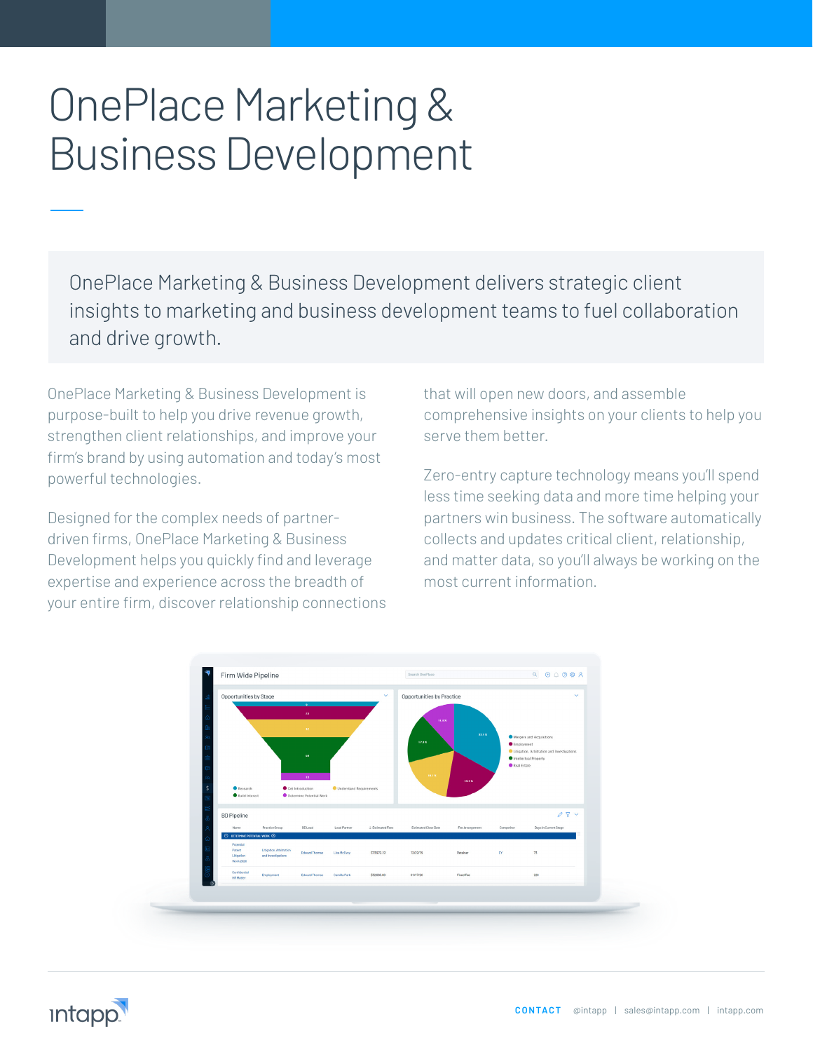# OnePlace Marketing & Business Development

OnePlace Marketing & Business Development delivers strategic client insights to marketing and business development teams to fuel collaboration and drive growth.

OnePlace Marketing & Business Development is purpose-built to help you drive revenue growth, strengthen client relationships, and improve your firm's brand by using automation and today's most powerful technologies.

Designed for the complex needs of partner-driven firms, OnePlace Marketing & Business Development helps you quickly find and leverage expertise and experience across the breadth of your entire firm, discover relationship connections that will open new doors, and assemble comprehensive insights on your clients to help you serve them better.

Zero-entry capture technology means you'll spend less time seeking data and more time helping your partners win business. The software automatically collects and updates critical client, relationship, and matter data, so you'll always be working on the most current information.

CONTACT @intapp | sales@intapp.com | intapp.com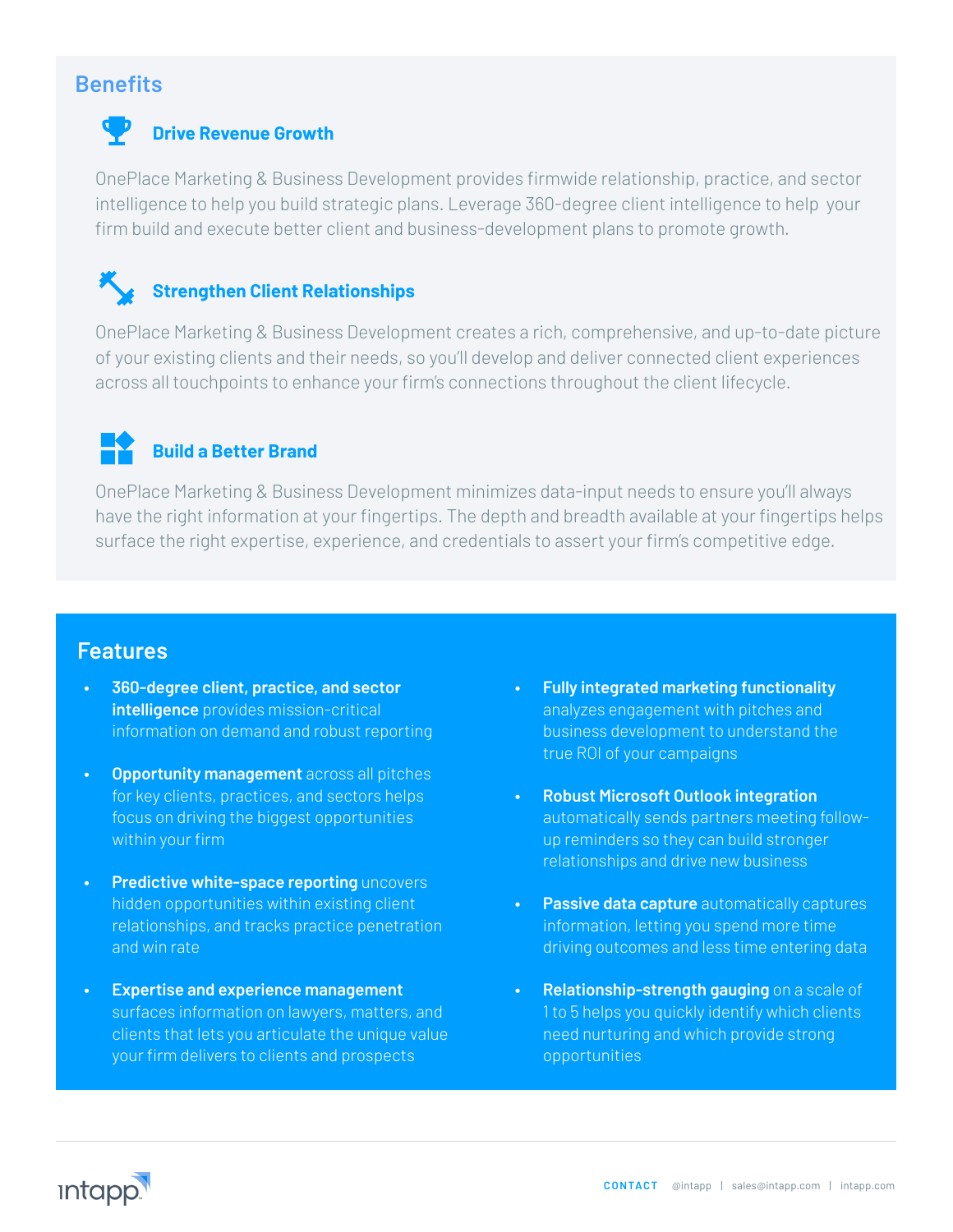## Benefits

### Drive Revenue Growth

OnePlace Marketing & Business Development provides firmwide relationship, practice, and sector intelligence to help you build strategic plans. Leverage 360-degree client intelligence to help your firm build and execute better client and business-development plans to promote growth.

### Strengthen Client Relationships

OnePlace Marketing & Business Development creates a rich, comprehensive, and up-to-date picture of your existing clients and their needs, so you'll develop and deliver connected client experiences across all touchpoints to enhance your firm's connections throughout the client lifecycle.

### Build a Better Brand

OnePlace Marketing & Business Development minimizes data-input needs to ensure you'll always have the right information at your fingertips. The depth and breadth available at your fingertips helps surface the right expertise, experience, and credentials to assert your firm's competitive edge.

## Features

- **360-degree client, practice, and sector intelligence** provides mission-critical information on demand and robust reporting
- **Opportunity management** across all pitches for key clients, practices, and sectors helps focus on driving the biggest opportunities within your firm
- **Predictive white-space reporting** uncovers hidden opportunities within existing client relationships, and tracks practice penetration and win rate
- **Expertise and experience management** surfaces information on lawyers, matters, and clients that lets you articulate the unique value your firm delivers to clients and prospects
- **Fully integrated marketing functionality** analyzes engagement with pitches and business development to understand the true ROI of your campaigns
- **Robust Microsoft Outlook integration** automatically sends partners meeting follow-up reminders so they can build stronger relationships and drive new business
- **Passive data capture** automatically captures information, letting you spend more time driving outcomes and less time entering data
- **Relationship-strength gauging** on a scale of 1 to 5 helps you quickly identify which clients need nurturing and which provide strong opportunities

intapp

CONTACT @intapp | sales@intapp.com | intapp.com